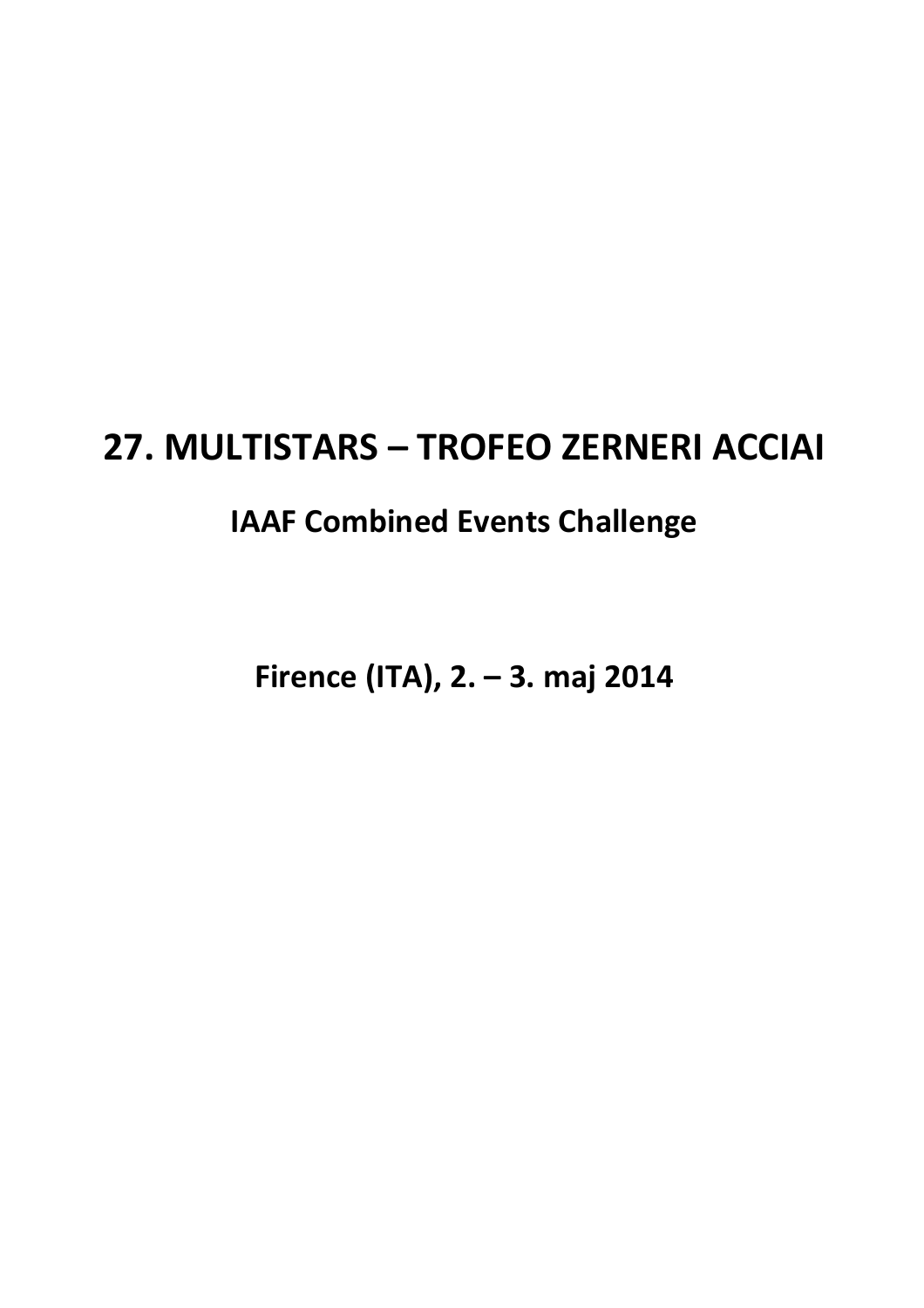# 27. MULTISTARS – TROFEO ZERNERI ACCIAI

## IAAF Combined Events Challenge

**Firence (ITA), 2. – 3. maj 2014**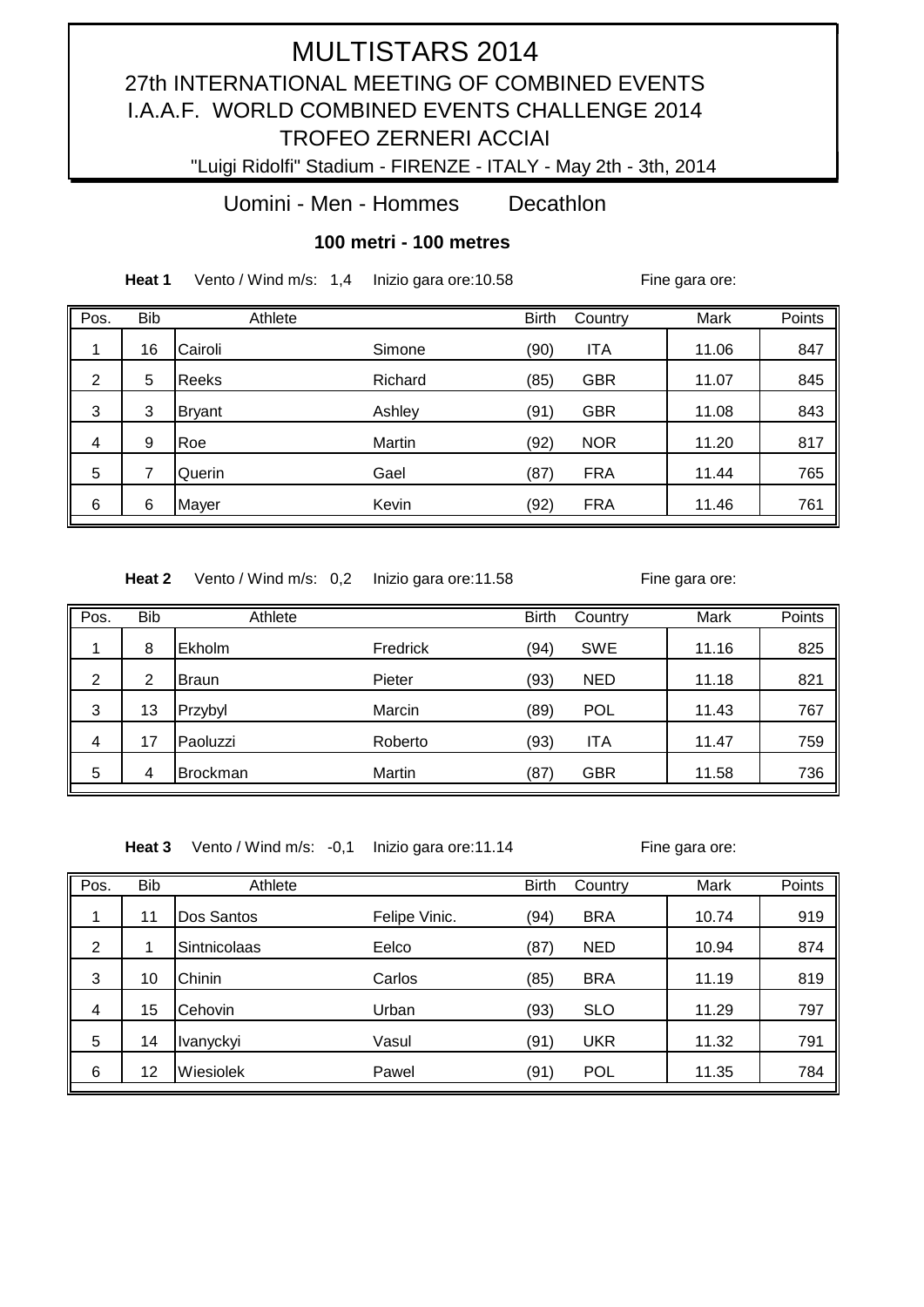# MULTISTARS 2014

## 27th INTERNATIONAL MEETING OF COMBINED EVENTS

## I.A.A.F. WORLD COMBINED EVENTS CHALLENGE 2014

## TROFEO ZERNERI ACCIAI

"Luigi Ridolfi" Stadium - FIRENZE - ITALY - May 2th - 3th, 2014

### Uomini - Men - Hommes Decathlon

### 100 metri - 100 metres

**Heat 1** Vento / Wind m/s: 1,4 Inizio gara ore:10.58 Fine gara ore:

| Pos. | Bib | Athlete | | Birth | Country | Mark | Points |
|---|---|---|---|---|---|---|---|
| 1 | 16 | Cairoli | Simone | (90) | ITA | 11.06 | 847 |
| 2 | 5 | Reeks | Richard | (85) | GBR | 11.07 | 845 |
| 3 | 3 | Bryant | Ashley | (91) | GBR | 11.08 | 843 |
| 4 | 9 | Roe | Martin | (92) | NOR | 11.20 | 817 |
| 5 | 7 | Querin | Gael | (87) | FRA | 11.44 | 765 |
| 6 | 6 | Mayer | Kevin | (92) | FRA | 11.46 | 761 |

**Heat 2** Vento / Wind m/s: 0,2 Inizio gara ore:11.58 Fine gara ore:

| Pos. | Bib | Athlete | | Birth | Country | Mark | Points |
|---|---|---|---|---|---|---|---|
| 1 | 8 | Ekholm | Fredrick | (94) | SWE | 11.16 | 825 |
| 2 | 2 | Braun | Pieter | (93) | NED | 11.18 | 821 |
| 3 | 13 | Przybyl | Marcin | (89) | POL | 11.43 | 767 |
| 4 | 17 | Paoluzzi | Roberto | (93) | ITA | 11.47 | 759 |
| 5 | 4 | Brockman | Martin | (87) | GBR | 11.58 | 736 |

**Heat 3** Vento / Wind m/s: -0,1 Inizio gara ore:11.14 Fine gara ore:

| Pos. | Bib | Athlete | | Birth | Country | Mark | Points |
|---|---|---|---|---|---|---|---|
| 1 | 11 | Dos Santos | Felipe Vinic. | (94) | BRA | 10.74 | 919 |
| 2 | 1 | Sintnicolaas | Eelco | (87) | NED | 10.94 | 874 |
| 3 | 10 | Chinin | Carlos | (85) | BRA | 11.19 | 819 |
| 4 | 15 | Cehovin | Urban | (93) | SLO | 11.29 | 797 |
| 5 | 14 | Ivanyckyi | Vasul | (91) | UKR | 11.32 | 791 |
| 6 | 12 | Wiesiolek | Pawel | (91) | POL | 11.35 | 784 |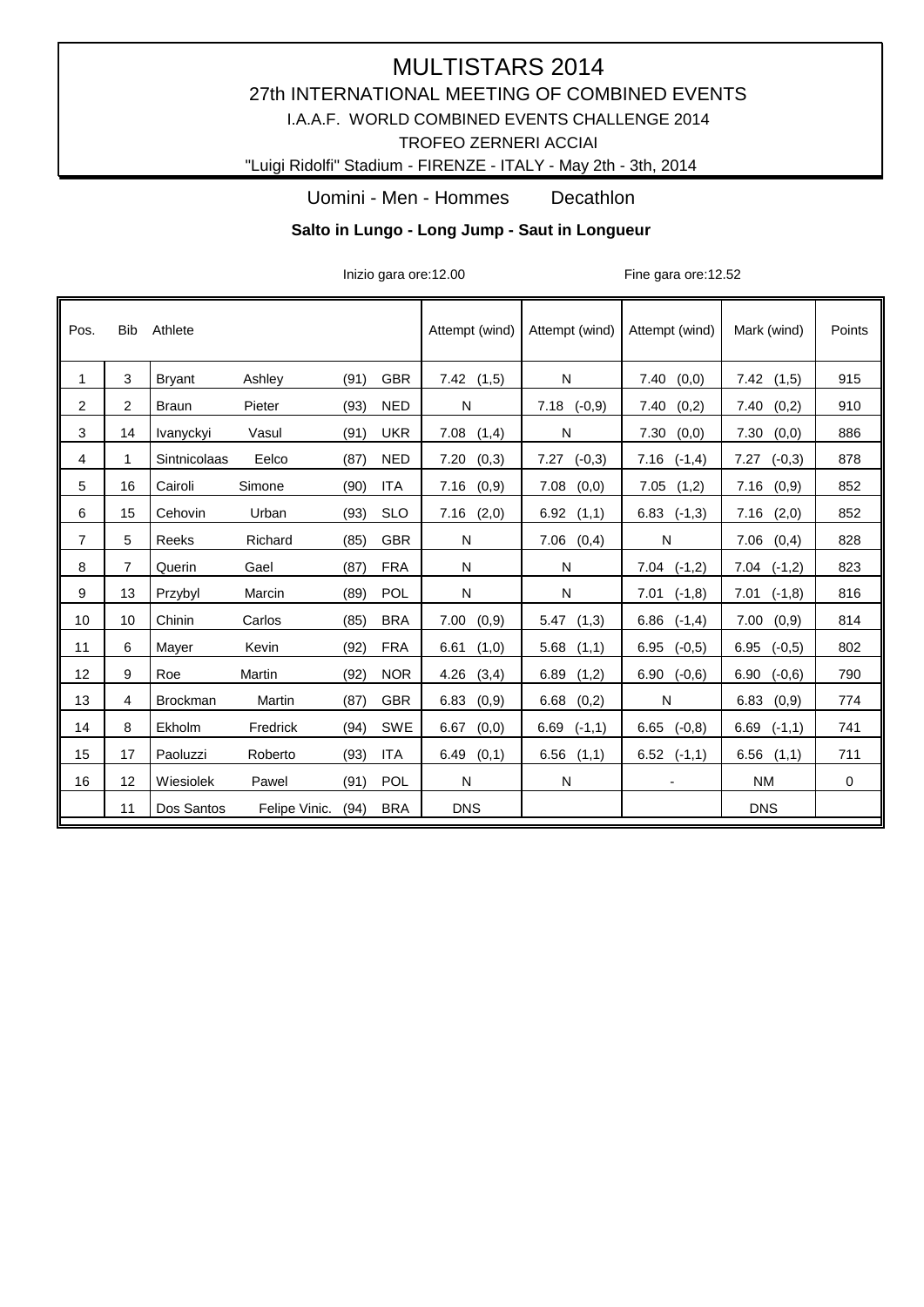# MULTISTARS 2014

## 27th INTERNATIONAL MEETING OF COMBINED EVENTS

I.A.A.F. WORLD COMBINED EVENTS CHALLENGE 2014

TROFEO ZERNERI ACCIAI

"Luigi Ridolfi" Stadium - FIRENZE - ITALY - May 2th - 3th, 2014

Uomini - Men - Hommes Decathlon

**Salto in Lungo - Long Jump - Saut in Longueur**

Inizio gara ore:12.00 Fine gara ore:12.52

| Pos. | Bib | Athlete | | | | Attempt (wind) | Attempt (wind) | Attempt (wind) | Mark (wind) | Points |
|---|---|---|---|---|---|---|---|---|---|---|
| 1 | 3 | Bryant | Ashley | (91) | GBR | 7.42 (1,5) | N | 7.40 (0,0) | 7.42 (1,5) | 915 |
| 2 | 2 | Braun | Pieter | (93) | NED | N | 7.18 (-0,9) | 7.40 (0,2) | 7.40 (0,2) | 910 |
| 3 | 14 | Ivanyckyi | Vasul | (91) | UKR | 7.08 (1,4) | N | 7.30 (0,0) | 7.30 (0,0) | 886 |
| 4 | 1 | Sintnicolaas | Eelco | (87) | NED | 7.20 (0,3) | 7.27 (-0,3) | 7.16 (-1,4) | 7.27 (-0,3) | 878 |
| 5 | 16 | Cairoli | Simone | (90) | ITA | 7.16 (0,9) | 7.08 (0,0) | 7.05 (1,2) | 7.16 (0,9) | 852 |
| 6 | 15 | Cehovin | Urban | (93) | SLO | 7.16 (2,0) | 6.92 (1,1) | 6.83 (-1,3) | 7.16 (2,0) | 852 |
| 7 | 5 | Reeks | Richard | (85) | GBR | N | 7.06 (0,4) | N | 7.06 (0,4) | 828 |
| 8 | 7 | Querin | Gael | (87) | FRA | N | N | 7.04 (-1,2) | 7.04 (-1,2) | 823 |
| 9 | 13 | Przybyl | Marcin | (89) | POL | N | N | 7.01 (-1,8) | 7.01 (-1,8) | 816 |
| 10 | 10 | Chinin | Carlos | (85) | BRA | 7.00 (0,9) | 5.47 (1,3) | 6.86 (-1,4) | 7.00 (0,9) | 814 |
| 11 | 6 | Mayer | Kevin | (92) | FRA | 6.61 (1,0) | 5.68 (1,1) | 6.95 (-0,5) | 6.95 (-0,5) | 802 |
| 12 | 9 | Roe | Martin | (92) | NOR | 4.26 (3,4) | 6.89 (1,2) | 6.90 (-0,6) | 6.90 (-0,6) | 790 |
| 13 | 4 | Brockman | Martin | (87) | GBR | 6.83 (0,9) | 6.68 (0,2) | N | 6.83 (0,9) | 774 |
| 14 | 8 | Ekholm | Fredrick | (94) | SWE | 6.67 (0,0) | 6.69 (-1,1) | 6.65 (-0,8) | 6.69 (-1,1) | 741 |
| 15 | 17 | Paoluzzi | Roberto | (93) | ITA | 6.49 (0,1) | 6.56 (1,1) | 6.52 (-1,1) | 6.56 (1,1) | 711 |
| 16 | 12 | Wiesiolek | Pawel | (91) | POL | N | N | - | NM | 0 |
| | 11 | Dos Santos | Felipe Vinic. | (94) | BRA | DNS | | | DNS | |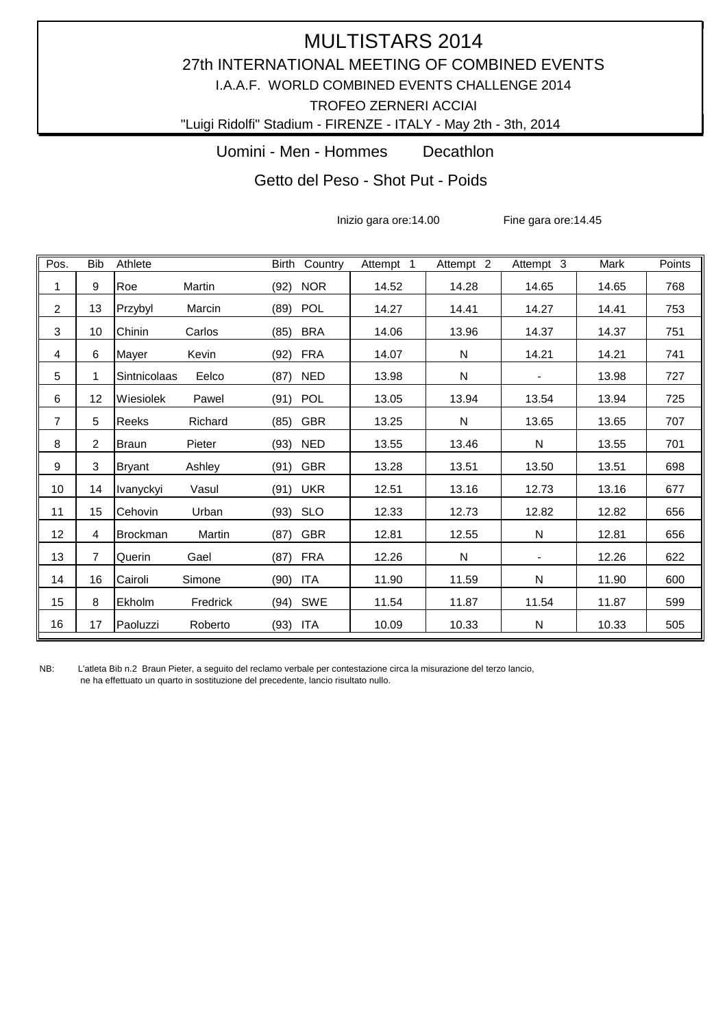# MULTISTARS 2014

## 27th INTERNATIONAL MEETING OF COMBINED EVENTS

I.A.A.F. WORLD COMBINED EVENTS CHALLENGE 2014

TROFEO ZERNERI ACCIAI

"Luigi Ridolfi" Stadium - FIRENZE - ITALY - May 2th - 3th, 2014

### Uomini - Men - Hommes    Decathlon

### Getto del Peso - Shot Put - Poids

Inizio gara ore:14.00    Fine gara ore:14.45

| Pos. | Bib | Athlete | | Birth | Country | Attempt 1 | Attempt 2 | Attempt 3 | Mark | Points |
|---|---|---|---|---|---|---|---|---|---|---|
| 1 | 9 | Roe | Martin | (92) | NOR | 14.52 | 14.28 | 14.65 | 14.65 | 768 |
| 2 | 13 | Przybyl | Marcin | (89) | POL | 14.27 | 14.41 | 14.27 | 14.41 | 753 |
| 3 | 10 | Chinin | Carlos | (85) | BRA | 14.06 | 13.96 | 14.37 | 14.37 | 751 |
| 4 | 6 | Mayer | Kevin | (92) | FRA | 14.07 | N | 14.21 | 14.21 | 741 |
| 5 | 1 | Sintnicolaas | Eelco | (87) | NED | 13.98 | N | - | 13.98 | 727 |
| 6 | 12 | Wiesiolek | Pawel | (91) | POL | 13.05 | 13.94 | 13.54 | 13.94 | 725 |
| 7 | 5 | Reeks | Richard | (85) | GBR | 13.25 | N | 13.65 | 13.65 | 707 |
| 8 | 2 | Braun | Pieter | (93) | NED | 13.55 | 13.46 | N | 13.55 | 701 |
| 9 | 3 | Bryant | Ashley | (91) | GBR | 13.28 | 13.51 | 13.50 | 13.51 | 698 |
| 10 | 14 | Ivanyckyi | Vasul | (91) | UKR | 12.51 | 13.16 | 12.73 | 13.16 | 677 |
| 11 | 15 | Cehovin | Urban | (93) | SLO | 12.33 | 12.73 | 12.82 | 12.82 | 656 |
| 12 | 4 | Brockman | Martin | (87) | GBR | 12.81 | 12.55 | N | 12.81 | 656 |
| 13 | 7 | Querin | Gael | (87) | FRA | 12.26 | N | - | 12.26 | 622 |
| 14 | 16 | Cairoli | Simone | (90) | ITA | 11.90 | 11.59 | N | 11.90 | 600 |
| 15 | 8 | Ekholm | Fredrick | (94) | SWE | 11.54 | 11.87 | 11.54 | 11.87 | 599 |
| 16 | 17 | Paoluzzi | Roberto | (93) | ITA | 10.09 | 10.33 | N | 10.33 | 505 |

NB: L'atleta Bib n.2 Braun Pieter, a seguito del reclamo verbale per contestazione circa la misurazione del terzo lancio, ne ha effettuato un quarto in sostituzione del precedente, lancio risultato nullo.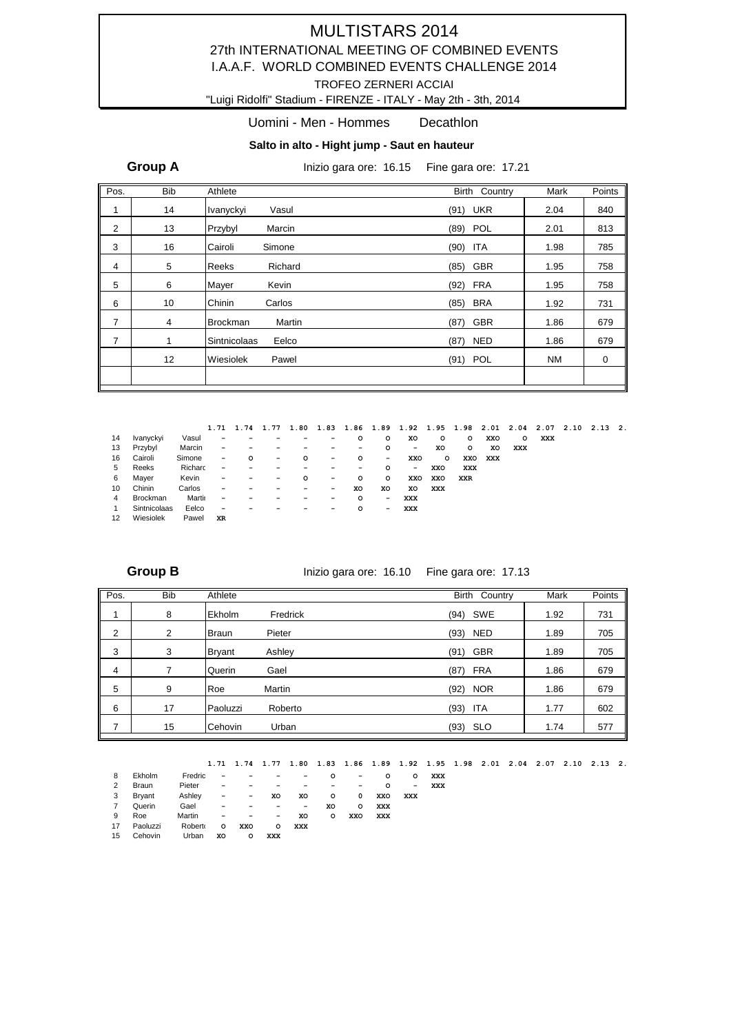# MULTISTARS 2014

## 27th INTERNATIONAL MEETING OF COMBINED EVENTS

## I.A.A.F. WORLD COMBINED EVENTS CHALLENGE 2014

TROFEO ZERNERI ACCIAI

"Luigi Ridolfi" Stadium - FIRENZE - ITALY - May 2th - 3th, 2014

Uomini - Men - Hommes Decathlon

**Salto in alto - Hight jump - Saut en hauteur**

**Group A** Inizio gara ore: 16.15 Fine gara ore: 17.21

| Pos. | Bib | Athlete | | Birth | Country | Mark | Points |
|---|---|---|---|---|---|---|---|
| 1 | 14 | Ivanyckyi | Vasul | (91) | UKR | 2.04 | 840 |
| 2 | 13 | Przybyl | Marcin | (89) | POL | 2.01 | 813 |
| 3 | 16 | Cairoli | Simone | (90) | ITA | 1.98 | 785 |
| 4 | 5 | Reeks | Richard | (85) | GBR | 1.95 | 758 |
| 5 | 6 | Mayer | Kevin | (92) | FRA | 1.95 | 758 |
| 6 | 10 | Chinin | Carlos | (85) | BRA | 1.92 | 731 |
| 7 | 4 | Brockman | Martin | (87) | GBR | 1.86 | 679 |
| 7 | 1 | Sintnicolaas | Eelco | (87) | NED | 1.86 | 679 |
| | 12 | Wiesiolek | Pawel | (91) | POL | NM | 0 |

| Bib | Athlete | | 1.71 | 1.74 | 1.77 | 1.80 | 1.83 | 1.86 | 1.89 | 1.92 | 1.95 | 1.98 | 2.01 | 2.04 | 2.07 | 2.10 | 2.13 | 2. |
|---|---|---|---|---|---|---|---|---|---|---|---|---|---|---|---|---|---|---|
| 14 | Ivanyckyi | Vasul | – | – | – | – | – | o | o | xo | o | o | xxo | o | xxx | | | |
| 13 | Przybyl | Marcin | – | – | – | – | – | – | o | – | xo | o | xo | xxx | | | | |
| 16 | Cairoli | Simone | – | o | – | o | – | o | – | xxo | o | xxo | xxx | | | | | |
| 5 | Reeks | Richarc | – | – | – | – | – | – | o | – | xxo | xxx | | | | | | |
| 6 | Mayer | Kevin | – | – | – | o | – | o | o | xxo | xxo | xxr | | | | | | |
| 10 | Chinin | Carlos | – | – | – | – | – | xo | xo | xo | xxx | | | | | | | |
| 4 | Brockman | Martir | – | – | – | – | – | o | – | xxx | | | | | | | | |
| 1 | Sintnicolaas | Eelco | – | – | – | – | – | o | – | xxx | | | | | | | | |
| 12 | Wiesiolek | Pawel | xr | | | | | | | | | | | | | | | |

**Group B** Inizio gara ore: 16.10 Fine gara ore: 17.13

| Pos. | Bib | Athlete | | Birth | Country | Mark | Points |
|---|---|---|---|---|---|---|---|
| 1 | 8 | Ekholm | Fredrick | (94) | SWE | 1.92 | 731 |
| 2 | 2 | Braun | Pieter | (93) | NED | 1.89 | 705 |
| 3 | 3 | Bryant | Ashley | (91) | GBR | 1.89 | 705 |
| 4 | 7 | Querin | Gael | (87) | FRA | 1.86 | 679 |
| 5 | 9 | Roe | Martin | (92) | NOR | 1.86 | 679 |
| 6 | 17 | Paoluzzi | Roberto | (93) | ITA | 1.77 | 602 |
| 7 | 15 | Cehovin | Urban | (93) | SLO | 1.74 | 577 |

| Bib | Athlete | | 1.71 | 1.74 | 1.77 | 1.80 | 1.83 | 1.86 | 1.89 | 1.92 | 1.95 | 1.98 | 2.01 | 2.04 | 2.07 | 2.10 | 2.13 | 2. |
|---|---|---|---|---|---|---|---|---|---|---|---|---|---|---|---|---|---|---|
| 8 | Ekholm | Fredric | – | – | – | – | o | – | o | o | xxx | | | | | | | |
| 2 | Braun | Pieter | – | – | – | – | – | – | o | – | xxx | | | | | | | |
| 3 | Bryant | Ashley | – | – | xo | xo | o | o | xxo | xxx | | | | | | | | |
| 7 | Querin | Gael | – | – | – | – | xo | o | xxx | | | | | | | | | |
| 9 | Roe | Martin | – | – | – | xo | o | xxo | xxx | | | | | | | | | |
| 17 | Paoluzzi | Roberto | o | xxo | o | xxx | | | | | | | | | | | | |
| 15 | Cehovin | Urban | xo | o | xxx | | | | | | | | | | | | | |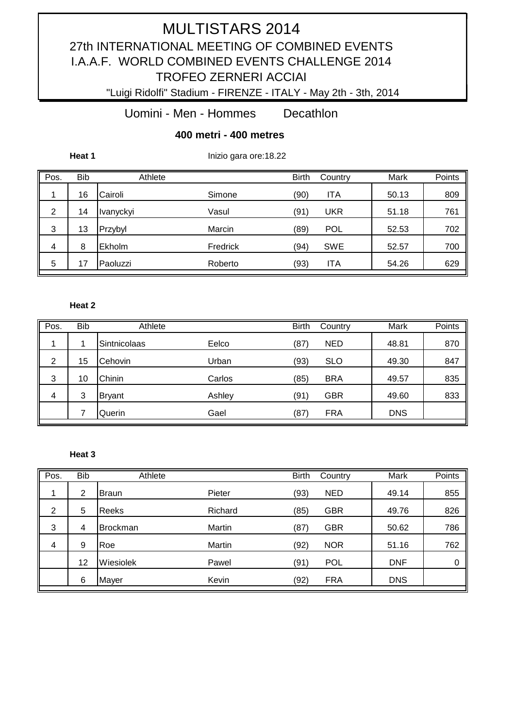# MULTISTARS 2014

## 27th INTERNATIONAL MEETING OF COMBINED EVENTS

## I.A.A.F. WORLD COMBINED EVENTS CHALLENGE 2014

## TROFEO ZERNERI ACCIAI

"Luigi Ridolfi" Stadium - FIRENZE - ITALY - May 2th - 3th, 2014

### Uomini - Men - Hommes    Decathlon

**400 metri - 400 metres**

**Heat 1**    Inizio gara ore:18.22

| Pos. | Bib | Athlete | | Birth | Country | Mark | Points |
|---|---|---|---|---|---|---|---|
| 1 | 16 | Cairoli | Simone | (90) | ITA | 50.13 | 809 |
| 2 | 14 | Ivanyckyi | Vasul | (91) | UKR | 51.18 | 761 |
| 3 | 13 | Przybyl | Marcin | (89) | POL | 52.53 | 702 |
| 4 | 8 | Ekholm | Fredrick | (94) | SWE | 52.57 | 700 |
| 5 | 17 | Paoluzzi | Roberto | (93) | ITA | 54.26 | 629 |

**Heat 2**

| Pos. | Bib | Athlete | | Birth | Country | Mark | Points |
|---|---|---|---|---|---|---|---|
| 1 | 1 | Sintnicolaas | Eelco | (87) | NED | 48.81 | 870 |
| 2 | 15 | Cehovin | Urban | (93) | SLO | 49.30 | 847 |
| 3 | 10 | Chinin | Carlos | (85) | BRA | 49.57 | 835 |
| 4 | 3 | Bryant | Ashley | (91) | GBR | 49.60 | 833 |
| | 7 | Querin | Gael | (87) | FRA | DNS | |

**Heat 3**

| Pos. | Bib | Athlete | | Birth | Country | Mark | Points |
|---|---|---|---|---|---|---|---|
| 1 | 2 | Braun | Pieter | (93) | NED | 49.14 | 855 |
| 2 | 5 | Reeks | Richard | (85) | GBR | 49.76 | 826 |
| 3 | 4 | Brockman | Martin | (87) | GBR | 50.62 | 786 |
| 4 | 9 | Roe | Martin | (92) | NOR | 51.16 | 762 |
| | 12 | Wiesiolek | Pawel | (91) | POL | DNF | 0 |
| | 6 | Mayer | Kevin | (92) | FRA | DNS | |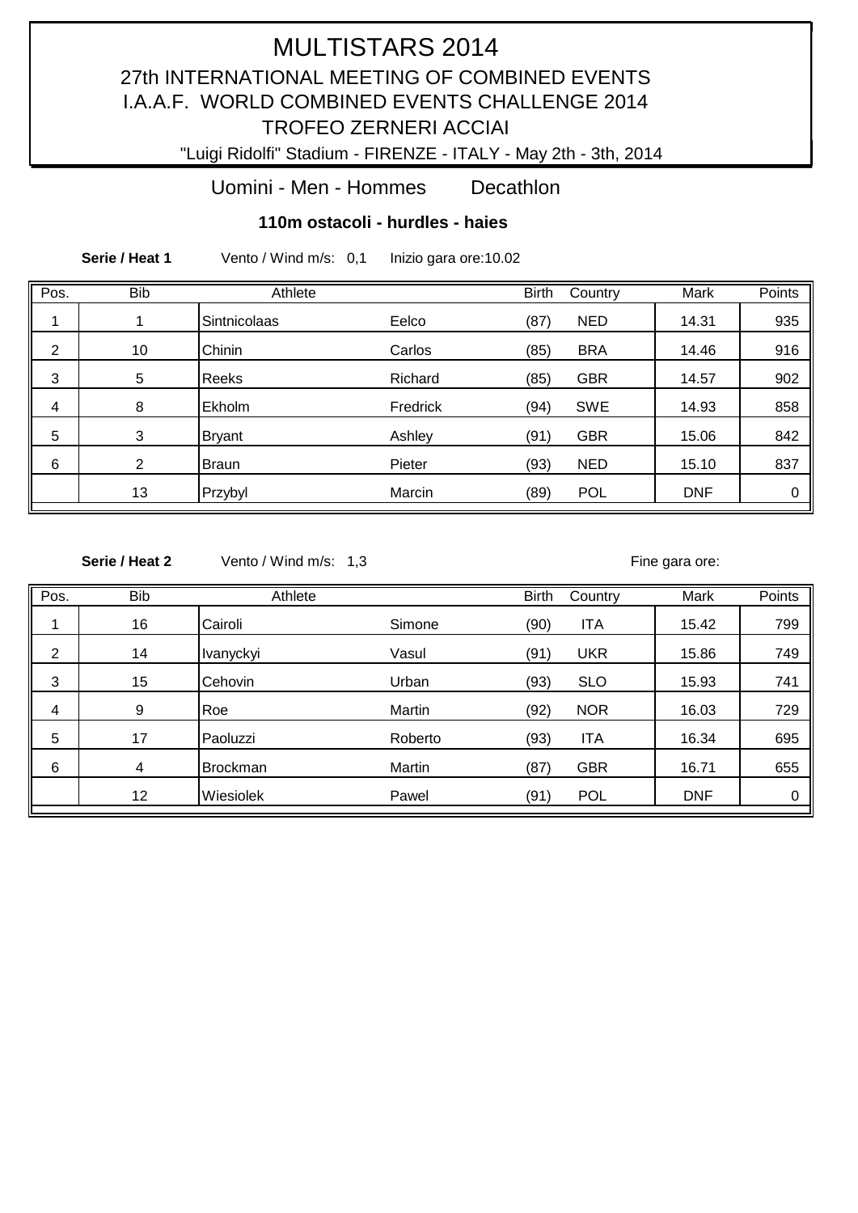# MULTISTARS 2014

## 27th INTERNATIONAL MEETING OF COMBINED EVENTS

## I.A.A.F. WORLD COMBINED EVENTS CHALLENGE 2014

## TROFEO ZERNERI ACCIAI

"Luigi Ridolfi" Stadium - FIRENZE - ITALY - May 2th - 3th, 2014

### Uomini - Men - Hommes Decathlon

### 110m ostacoli - hurdles - haies

**Serie / Heat 1** Vento / Wind m/s: 0,1 Inizio gara ore:10.02

| Pos. | Bib | Athlete | | Birth | Country | Mark | Points |
|---|---|---|---|---|---|---|---|
| 1 | 1 | Sintnicolaas | Eelco | (87) | NED | 14.31 | 935 |
| 2 | 10 | Chinin | Carlos | (85) | BRA | 14.46 | 916 |
| 3 | 5 | Reeks | Richard | (85) | GBR | 14.57 | 902 |
| 4 | 8 | Ekholm | Fredrick | (94) | SWE | 14.93 | 858 |
| 5 | 3 | Bryant | Ashley | (91) | GBR | 15.06 | 842 |
| 6 | 2 | Braun | Pieter | (93) | NED | 15.10 | 837 |
| | 13 | Przybyl | Marcin | (89) | POL | DNF | 0 |

**Serie / Heat 2** Vento / Wind m/s: 1,3 Fine gara ore:

| Pos. | Bib | Athlete | | Birth | Country | Mark | Points |
|---|---|---|---|---|---|---|---|
| 1 | 16 | Cairoli | Simone | (90) | ITA | 15.42 | 799 |
| 2 | 14 | Ivanyckyi | Vasul | (91) | UKR | 15.86 | 749 |
| 3 | 15 | Cehovin | Urban | (93) | SLO | 15.93 | 741 |
| 4 | 9 | Roe | Martin | (92) | NOR | 16.03 | 729 |
| 5 | 17 | Paoluzzi | Roberto | (93) | ITA | 16.34 | 695 |
| 6 | 4 | Brockman | Martin | (87) | GBR | 16.71 | 655 |
| | 12 | Wiesiolek | Pawel | (91) | POL | DNF | 0 |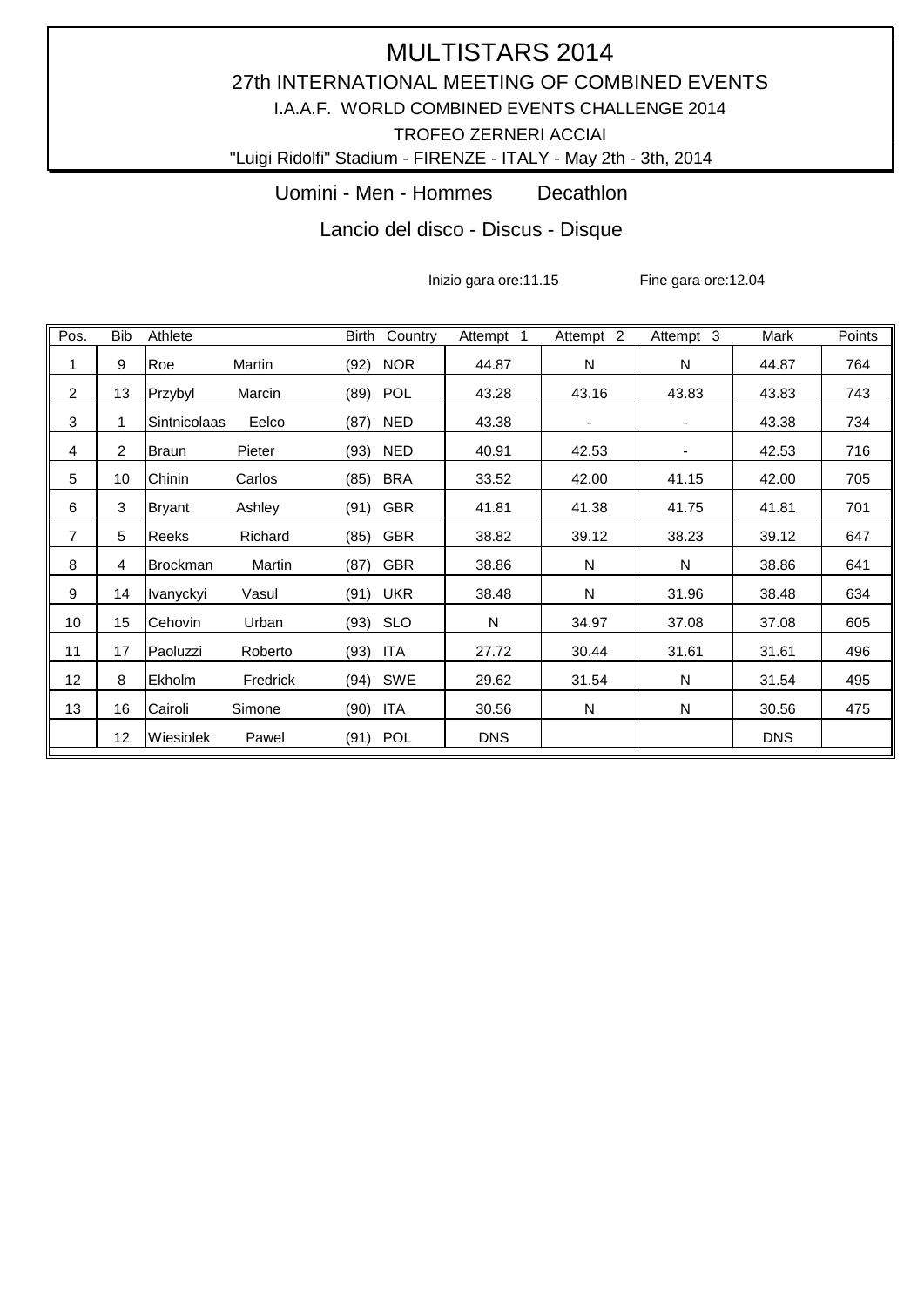# MULTISTARS 2014

## 27th INTERNATIONAL MEETING OF COMBINED EVENTS

I.A.A.F. WORLD COMBINED EVENTS CHALLENGE 2014

TROFEO ZERNERI ACCIAI

"Luigi Ridolfi" Stadium - FIRENZE - ITALY - May 2th - 3th, 2014

### Uomini - Men - Hommes Decathlon

### Lancio del disco - Discus - Disque

Inizio gara ore:11.15 Fine gara ore:12.04

| Pos. | Bib | Athlete | | Birth | Country | Attempt 1 | Attempt 2 | Attempt 3 | Mark | Points |
|---|---|---|---|---|---|---|---|---|---|---|
| 1 | 9 | Roe | Martin | (92) | NOR | 44.87 | N | N | 44.87 | 764 |
| 2 | 13 | Przybyl | Marcin | (89) | POL | 43.28 | 43.16 | 43.83 | 43.83 | 743 |
| 3 | 1 | Sintnicolaas | Eelco | (87) | NED | 43.38 | - | - | 43.38 | 734 |
| 4 | 2 | Braun | Pieter | (93) | NED | 40.91 | 42.53 | - | 42.53 | 716 |
| 5 | 10 | Chinin | Carlos | (85) | BRA | 33.52 | 42.00 | 41.15 | 42.00 | 705 |
| 6 | 3 | Bryant | Ashley | (91) | GBR | 41.81 | 41.38 | 41.75 | 41.81 | 701 |
| 7 | 5 | Reeks | Richard | (85) | GBR | 38.82 | 39.12 | 38.23 | 39.12 | 647 |
| 8 | 4 | Brockman | Martin | (87) | GBR | 38.86 | N | N | 38.86 | 641 |
| 9 | 14 | Ivanyckyi | Vasul | (91) | UKR | 38.48 | N | 31.96 | 38.48 | 634 |
| 10 | 15 | Cehovin | Urban | (93) | SLO | N | 34.97 | 37.08 | 37.08 | 605 |
| 11 | 17 | Paoluzzi | Roberto | (93) | ITA | 27.72 | 30.44 | 31.61 | 31.61 | 496 |
| 12 | 8 | Ekholm | Fredrick | (94) | SWE | 29.62 | 31.54 | N | 31.54 | 495 |
| 13 | 16 | Cairoli | Simone | (90) | ITA | 30.56 | N | N | 30.56 | 475 |
| | 12 | Wiesiolek | Pawel | (91) | POL | DNS | | | DNS | |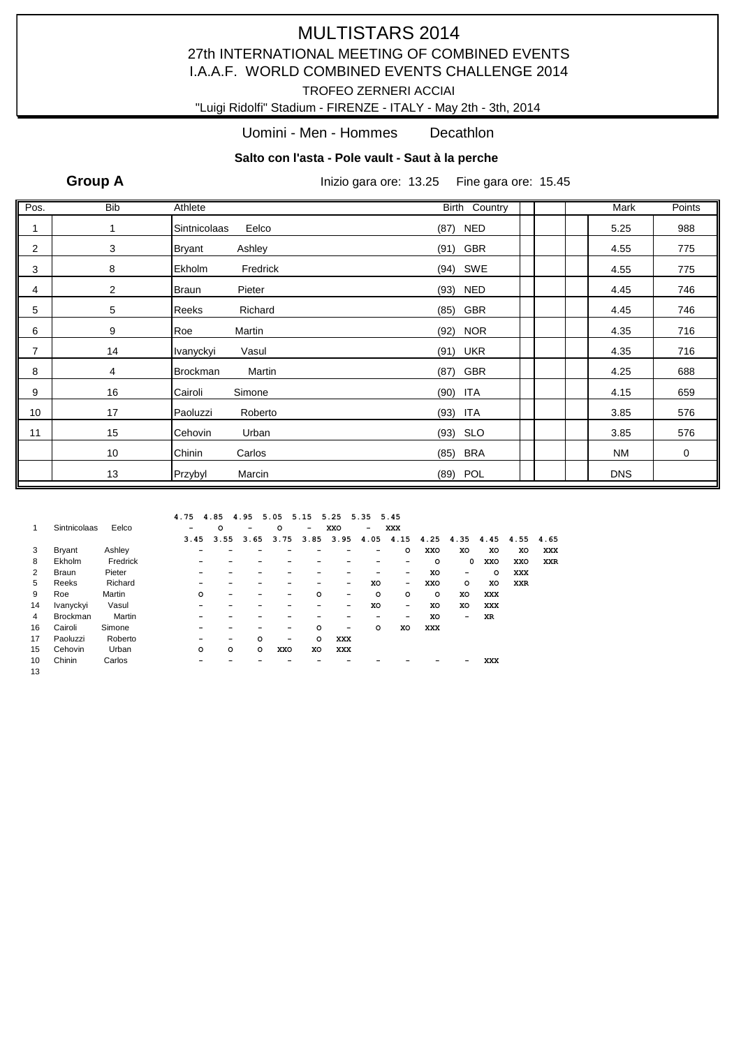# MULTISTARS 2014

27th INTERNATIONAL MEETING OF COMBINED EVENTS

I.A.A.F. WORLD COMBINED EVENTS CHALLENGE 2014

TROFEO ZERNERI ACCIAI

"Luigi Ridolfi" Stadium - FIRENZE - ITALY - May 2th - 3th, 2014

## Uomini - Men - Hommes Decathlon

### Salto con l'asta - Pole vault - Saut à la perche

**Group A** Inizio gara ore: 13.25 Fine gara ore: 15.45

| Pos. | Bib | Athlete | | Birth | Country | | | Mark | Points |
|---|---|---|---|---|---|---|---|---|---|
| 1 | 1 | Sintnicolaas | Eelco | (87) | NED | | | 5.25 | 988 |
| 2 | 3 | Bryant | Ashley | (91) | GBR | | | 4.55 | 775 |
| 3 | 8 | Ekholm | Fredrick | (94) | SWE | | | 4.55 | 775 |
| 4 | 2 | Braun | Pieter | (93) | NED | | | 4.45 | 746 |
| 5 | 5 | Reeks | Richard | (85) | GBR | | | 4.45 | 746 |
| 6 | 9 | Roe | Martin | (92) | NOR | | | 4.35 | 716 |
| 7 | 14 | Ivanyckyi | Vasul | (91) | UKR | | | 4.35 | 716 |
| 8 | 4 | Brockman | Martin | (87) | GBR | | | 4.25 | 688 |
| 9 | 16 | Cairoli | Simone | (90) | ITA | | | 4.15 | 659 |
| 10 | 17 | Paoluzzi | Roberto | (93) | ITA | | | 3.85 | 576 |
| 11 | 15 | Cehovin | Urban | (93) | SLO | | | 3.85 | 576 |
| | 10 | Chinin | Carlos | (85) | BRA | | | NM | 0 |
| | 13 | Przybyl | Marcin | (89) | POL | | | DNS | |

| Bib | Athlete | | 4.75 | 4.85 | 4.95 | 5.05 | 5.15 | 5.25 | 5.35 | 5.45 |
|---|---|---|---|---|---|---|---|---|---|---|
| 1 | Sintnicolaas | Eelco | – | o | – | o | – | xxo | – | xxx |

| Bib | Athlete | | 3.45 | 3.55 | 3.65 | 3.75 | 3.85 | 3.95 | 4.05 | 4.15 | 4.25 | 4.35 | 4.45 | 4.55 | 4.65 |
|---|---|---|---|---|---|---|---|---|---|---|---|---|---|---|---|
| 3 | Bryant | Ashley | – | – | – | – | – | – | – | o | xxo | xo | xo | xo | xxx |
| 8 | Ekholm | Fredrick | – | – | – | – | – | – | – | – | o | 0 | xxo | xxo | xxr |
| 2 | Braun | Pieter | – | – | – | – | – | – | – | – | xo | – | o | xxx | |
| 5 | Reeks | Richard | – | – | – | – | – | – | xo | – | xxo | o | xo | xxr | |
| 9 | Roe | Martin | o | – | – | – | o | – | o | o | o | xo | xxx | | |
| 14 | Ivanyckyi | Vasul | – | – | – | – | – | – | xo | – | xo | xo | xxx | | |
| 4 | Brockman | Martin | – | – | – | – | – | – | – | – | xo | – | xr | | |
| 16 | Cairoli | Simone | – | – | – | – | o | – | o | xo | xxx | | | | |
| 17 | Paoluzzi | Roberto | – | – | o | – | o | xxx | | | | | | | |
| 15 | Cehovin | Urban | o | o | o | xxo | xo | xxx | | | | | | | |
| 10 | Chinin | Carlos | – | – | – | – | – | – | – | – | – | – | xxx | | |
| 13 | | | | | | | | | | | | | | | |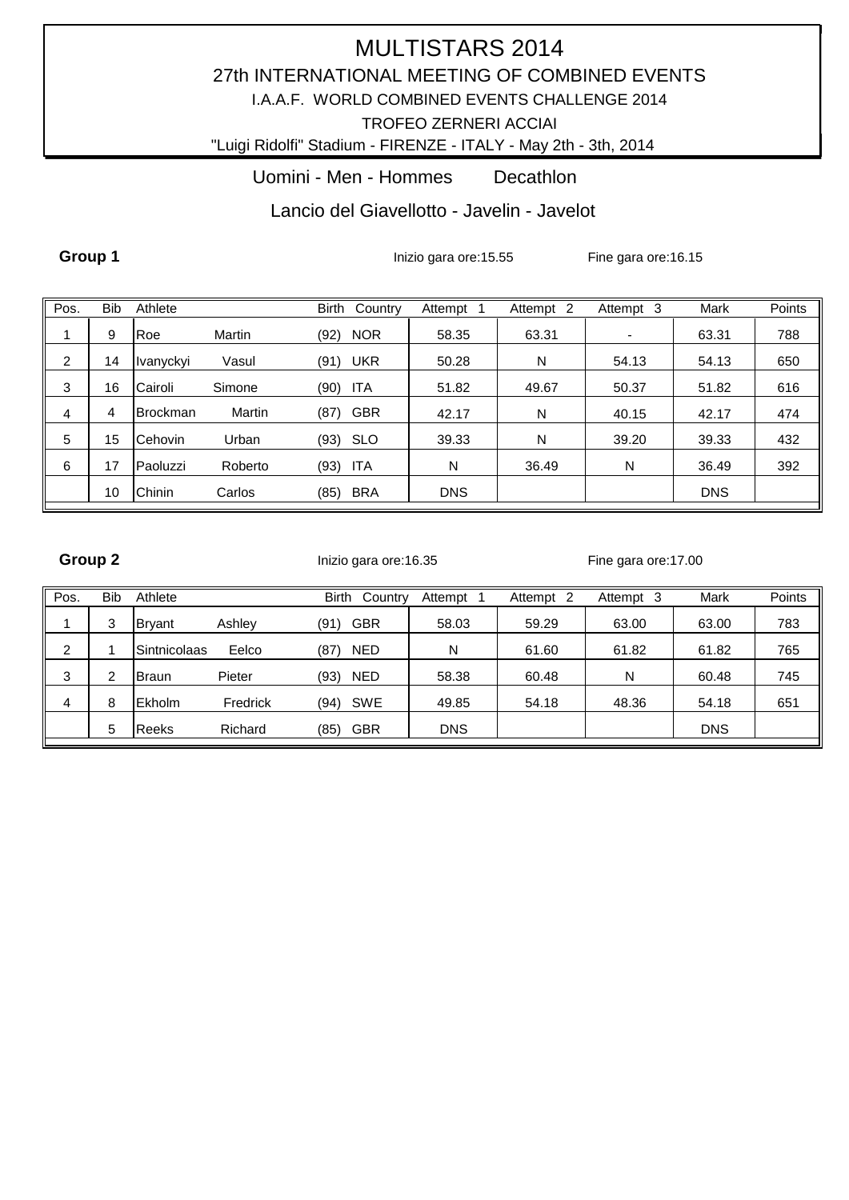# MULTISTARS 2014

## 27th INTERNATIONAL MEETING OF COMBINED EVENTS

I.A.A.F. WORLD COMBINED EVENTS CHALLENGE 2014

TROFEO ZERNERI ACCIAI

"Luigi Ridolfi" Stadium - FIRENZE - ITALY - May 2th - 3th, 2014

### Uomini - Men - Hommes Decathlon

### Lancio del Giavellotto - Javelin - Javelot

**Group 1** Inizio gara ore:15.55 Fine gara ore:16.15

| Pos. | Bib | Athlete | | Birth | Country | Attempt 1 | Attempt 2 | Attempt 3 | Mark | Points |
|---|---|---|---|---|---|---|---|---|---|---|
| 1 | 9 | Roe | Martin | (92) | NOR | 58.35 | 63.31 | - | 63.31 | 788 |
| 2 | 14 | Ivanyckyi | Vasul | (91) | UKR | 50.28 | N | 54.13 | 54.13 | 650 |
| 3 | 16 | Cairoli | Simone | (90) | ITA | 51.82 | 49.67 | 50.37 | 51.82 | 616 |
| 4 | 4 | Brockman | Martin | (87) | GBR | 42.17 | N | 40.15 | 42.17 | 474 |
| 5 | 15 | Cehovin | Urban | (93) | SLO | 39.33 | N | 39.20 | 39.33 | 432 |
| 6 | 17 | Paoluzzi | Roberto | (93) | ITA | N | 36.49 | N | 36.49 | 392 |
| | 10 | Chinin | Carlos | (85) | BRA | DNS | | | DNS | |

**Group 2** Inizio gara ore:16.35 Fine gara ore:17.00

| Pos. | Bib | Athlete | | Birth | Country | Attempt 1 | Attempt 2 | Attempt 3 | Mark | Points |
|---|---|---|---|---|---|---|---|---|---|---|
| 1 | 3 | Bryant | Ashley | (91) | GBR | 58.03 | 59.29 | 63.00 | 63.00 | 783 |
| 2 | 1 | Sintnicolaas | Eelco | (87) | NED | N | 61.60 | 61.82 | 61.82 | 765 |
| 3 | 2 | Braun | Pieter | (93) | NED | 58.38 | 60.48 | N | 60.48 | 745 |
| 4 | 8 | Ekholm | Fredrick | (94) | SWE | 49.85 | 54.18 | 48.36 | 54.18 | 651 |
| | 5 | Reeks | Richard | (85) | GBR | DNS | | | DNS | |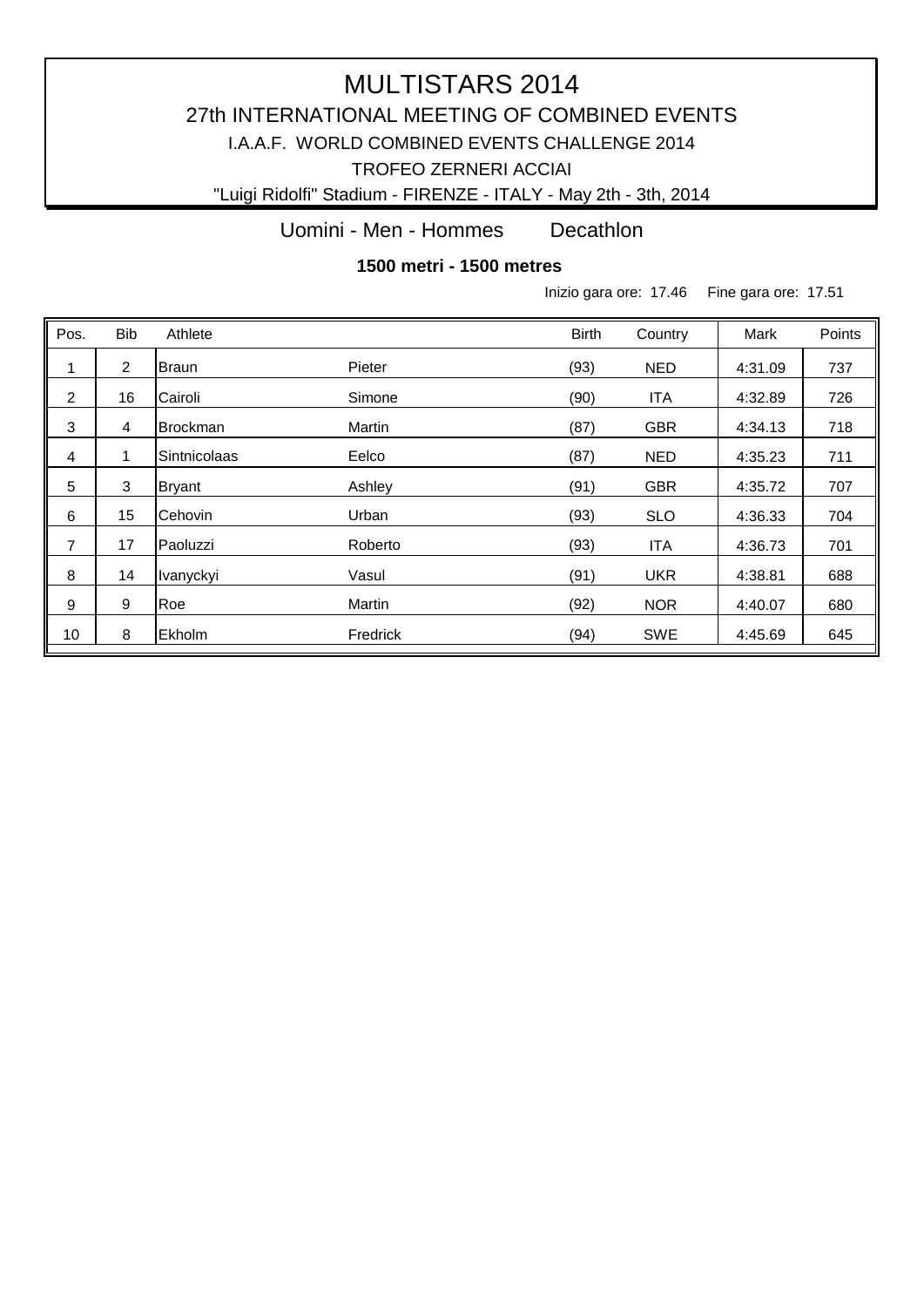# MULTISTARS 2014

## 27th INTERNATIONAL MEETING OF COMBINED EVENTS

I.A.A.F. WORLD COMBINED EVENTS CHALLENGE 2014

TROFEO ZERNERI ACCIAI

"Luigi Ridolfi" Stadium - FIRENZE - ITALY - May 2th - 3th, 2014

Uomini - Men - Hommes Decathlon

**1500 metri - 1500 metres**

Inizio gara ore: 17.46 Fine gara ore: 17.51

| Pos. | Bib | Athlete | | Birth | Country | Mark | Points |
|---|---|---|---|---|---|---|---|
| 1 | 2 | Braun | Pieter | (93) | NED | 4:31.09 | 737 |
| 2 | 16 | Cairoli | Simone | (90) | ITA | 4:32.89 | 726 |
| 3 | 4 | Brockman | Martin | (87) | GBR | 4:34.13 | 718 |
| 4 | 1 | Sintnicolaas | Eelco | (87) | NED | 4:35.23 | 711 |
| 5 | 3 | Bryant | Ashley | (91) | GBR | 4:35.72 | 707 |
| 6 | 15 | Cehovin | Urban | (93) | SLO | 4:36.33 | 704 |
| 7 | 17 | Paoluzzi | Roberto | (93) | ITA | 4:36.73 | 701 |
| 8 | 14 | Ivanyckyi | Vasul | (91) | UKR | 4:38.81 | 688 |
| 9 | 9 | Roe | Martin | (92) | NOR | 4:40.07 | 680 |
| 10 | 8 | Ekholm | Fredrick | (94) | SWE | 4:45.69 | 645 |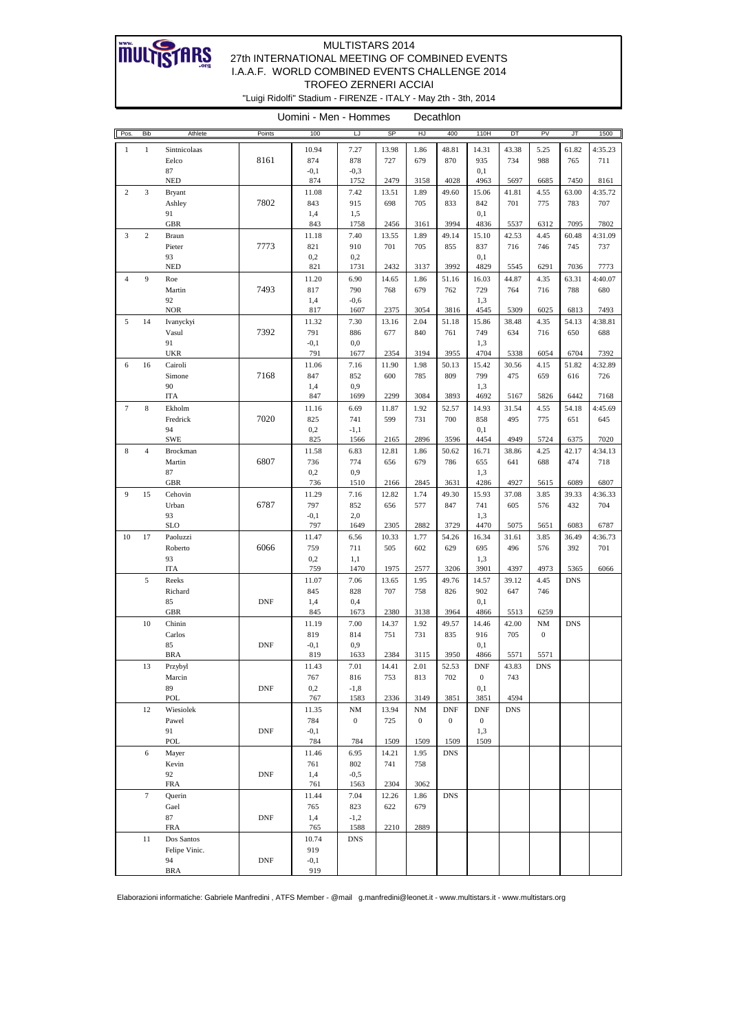# MULTISTARS 2014

## 27th INTERNATIONAL MEETING OF COMBINED EVENTS

## I.A.A.F. WORLD COMBINED EVENTS CHALLENGE 2014

## TROFEO ZERNERI ACCIAI

"Luigi Ridolfi" Stadium - FIRENZE - ITALY - May 2th - 3th, 2014

### Uomini - Men - Hommes Decathlon

| Pos. | Bib | Athlete | Points | 100 | LJ | SP | HJ | 400 | 110H | DT | PV | JT | 1500 |
|---|---|---|---|---|---|---|---|---|---|---|---|---|---|
| 1 | 1 | Sintnicolaas | | 10.94 | 7.27 | 13.98 | 1.86 | 48.81 | 14.31 | 43.38 | 5.25 | 61.82 | 4:35.23 |
| | | Eelco | 8161 | 874 | 878 | 727 | 679 | 870 | 935 | 734 | 988 | 765 | 711 |
| | | 87 | | -0,1 | -0,3 | | | | 0,1 | | | | |
| | | NED | | 874 | 1752 | 2479 | 3158 | 4028 | 4963 | 5697 | 6685 | 7450 | 8161 |
| 2 | 3 | Bryant | | 11.08 | 7.42 | 13.51 | 1.89 | 49.60 | 15.06 | 41.81 | 4.55 | 63.00 | 4:35.72 |
| | | Ashley | 7802 | 843 | 915 | 698 | 705 | 833 | 842 | 701 | 775 | 783 | 707 |
| | | 91 | | 1,4 | 1,5 | | | | 0,1 | | | | |
| | | GBR | | 843 | 1758 | 2456 | 3161 | 3994 | 4836 | 5537 | 6312 | 7095 | 7802 |
| 3 | 2 | Braun | | 11.18 | 7.40 | 13.55 | 1.89 | 49.14 | 15.10 | 42.53 | 4.45 | 60.48 | 4:31.09 |
| | | Pieter | 7773 | 821 | 910 | 701 | 705 | 855 | 837 | 716 | 746 | 745 | 737 |
| | | 93 | | 0,2 | 0,2 | | | | 0,1 | | | | |
| | | NED | | 821 | 1731 | 2432 | 3137 | 3992 | 4829 | 5545 | 6291 | 7036 | 7773 |
| 4 | 9 | Roe | | 11.20 | 6.90 | 14.65 | 1.86 | 51.16 | 16.03 | 44.87 | 4.35 | 63.31 | 4:40.07 |
| | | Martin | 7493 | 817 | 790 | 768 | 679 | 762 | 729 | 764 | 716 | 788 | 680 |
| | | 92 | | 1,4 | -0,6 | | | | 1,3 | | | | |
| | | NOR | | 817 | 1607 | 2375 | 3054 | 3816 | 4545 | 5309 | 6025 | 6813 | 7493 |
| 5 | 14 | Ivanyckyi | | 11.32 | 7.30 | 13.16 | 2.04 | 51.18 | 15.86 | 38.48 | 4.35 | 54.13 | 4:38.81 |
| | | Vasul | 7392 | 791 | 886 | 677 | 840 | 761 | 749 | 634 | 716 | 650 | 688 |
| | | 91 | | -0,1 | 0,0 | | | | 1,3 | | | | |
| | | UKR | | 791 | 1677 | 2354 | 3194 | 3955 | 4704 | 5338 | 6054 | 6704 | 7392 |
| 6 | 16 | Cairoli | | 11.06 | 7.16 | 11.90 | 1.98 | 50.13 | 15.42 | 30.56 | 4.15 | 51.82 | 4:32.89 |
| | | Simone | 7168 | 847 | 852 | 600 | 785 | 809 | 799 | 475 | 659 | 616 | 726 |
| | | 90 | | 1,4 | 0,9 | | | | 1,3 | | | | |
| | | ITA | | 847 | 1699 | 2299 | 3084 | 3893 | 4692 | 5167 | 5826 | 6442 | 7168 |
| 7 | 8 | Ekholm | | 11.16 | 6.69 | 11.87 | 1.92 | 52.57 | 14.93 | 31.54 | 4.55 | 54.18 | 4:45.69 |
| | | Fredrick | 7020 | 825 | 741 | 599 | 731 | 700 | 858 | 495 | 775 | 651 | 645 |
| | | 94 | | 0,2 | -1,1 | | | | 0,1 | | | | |
| | | SWE | | 825 | 1566 | 2165 | 2896 | 3596 | 4454 | 4949 | 5724 | 6375 | 7020 |
| 8 | 4 | Brockman | | 11.58 | 6.83 | 12.81 | 1.86 | 50.62 | 16.71 | 38.86 | 4.25 | 42.17 | 4:34.13 |
| | | Martin | 6807 | 736 | 774 | 656 | 679 | 786 | 655 | 641 | 688 | 474 | 718 |
| | | 87 | | 0,2 | 0,9 | | | | 1,3 | | | | |
| | | GBR | | 736 | 1510 | 2166 | 2845 | 3631 | 4286 | 4927 | 5615 | 6089 | 6807 |
| 9 | 15 | Cehovin | | 11.29 | 7.16 | 12.82 | 1.74 | 49.30 | 15.93 | 37.08 | 3.85 | 39.33 | 4:36.33 |
| | | Urban | 6787 | 797 | 852 | 656 | 577 | 847 | 741 | 605 | 576 | 432 | 704 |
| | | 93 | | -0,1 | 2,0 | | | | 1,3 | | | | |
| | | SLO | | 797 | 1649 | 2305 | 2882 | 3729 | 4470 | 5075 | 5651 | 6083 | 6787 |
| 10 | 17 | Paoluzzi | | 11.47 | 6.56 | 10.33 | 1.77 | 54.26 | 16.34 | 31.61 | 3.85 | 36.49 | 4:36.73 |
| | | Roberto | 6066 | 759 | 711 | 505 | 602 | 629 | 695 | 496 | 576 | 392 | 701 |
| | | 93 | | 0,2 | 1,1 | | | | 1,3 | | | | |
| | | ITA | | 759 | 1470 | 1975 | 2577 | 3206 | 3901 | 4397 | 4973 | 5365 | 6066 |
| | 5 | Reeks | | 11.07 | 7.06 | 13.65 | 1.95 | 49.76 | 14.57 | 39.12 | 4.45 | DNS | |
| | | Richard | | 845 | 828 | 707 | 758 | 826 | 902 | 647 | 746 | | |
| | | 85 | DNF | 1,4 | 0,4 | | | | 0,1 | | | | |
| | | GBR | | 845 | 1673 | 2380 | 3138 | 3964 | 4866 | 5513 | 6259 | | |
| | 10 | Chinin | | 11.19 | 7.00 | 14.37 | 1.92 | 49.57 | 14.46 | 42.00 | NM | DNS | |
| | | Carlos | | 819 | 814 | 751 | 731 | 835 | 916 | 705 | 0 | | |
| | | 85 | DNF | -0,1 | 0,9 | | | | 0,1 | | | | |
| | | BRA | | 819 | 1633 | 2384 | 3115 | 3950 | 4866 | 5571 | 5571 | | |
| | 13 | Przybyl | | 11.43 | 7.01 | 14.41 | 2.01 | 52.53 | DNF | 43.83 | DNS | | |
| | | Marcin | | 767 | 816 | 753 | 813 | 702 | 0 | 743 | | | |
| | | 89 | DNF | 0,2 | -1,8 | | | | 0,1 | | | | |
| | | POL | | 767 | 1583 | 2336 | 3149 | 3851 | 3851 | 4594 | | | |
| | 12 | Wiesiolek | | 11.35 | NM | 13.94 | NM | DNF | DNF | DNS | | | |
| | | Pawel | | 784 | 0 | 725 | 0 | 0 | 0 | | | | |
| | | 91 | DNF | -0,1 | | | | | 1,3 | | | | |
| | | POL | | 784 | 784 | 1509 | 1509 | 1509 | 1509 | | | | |
| | 6 | Mayer | | 11.46 | 6.95 | 14.21 | 1.95 | DNS | | | | | |
| | | Kevin | | 761 | 802 | 741 | 758 | | | | | | |
| | | 92 | DNF | 1,4 | -0,5 | | | | | | | | |
| | | FRA | | 761 | 1563 | 2304 | 3062 | | | | | | |
| | 7 | Querin | | 11.44 | 7.04 | 12.26 | 1.86 | DNS | | | | | |
| | | Gael | | 765 | 823 | 622 | 679 | | | | | | |
| | | 87 | DNF | 1,4 | -1,2 | | | | | | | | |
| | | FRA | | 765 | 1588 | 2210 | 2889 | | | | | | |
| | 11 | Dos Santos | | 10.74 | DNS | | | | | | | | |
| | | Felipe Vinic. | | 919 | | | | | | | | | |
| | | 94 | DNF | -0,1 | | | | | | | | | |
| | | BRA | | 919 | | | | | | | | | |

Elaborazioni informatiche: Gabriele Manfredini , ATFS Member - @mail g.manfredini@leonet.it - www.multistars.it - www.multistars.org